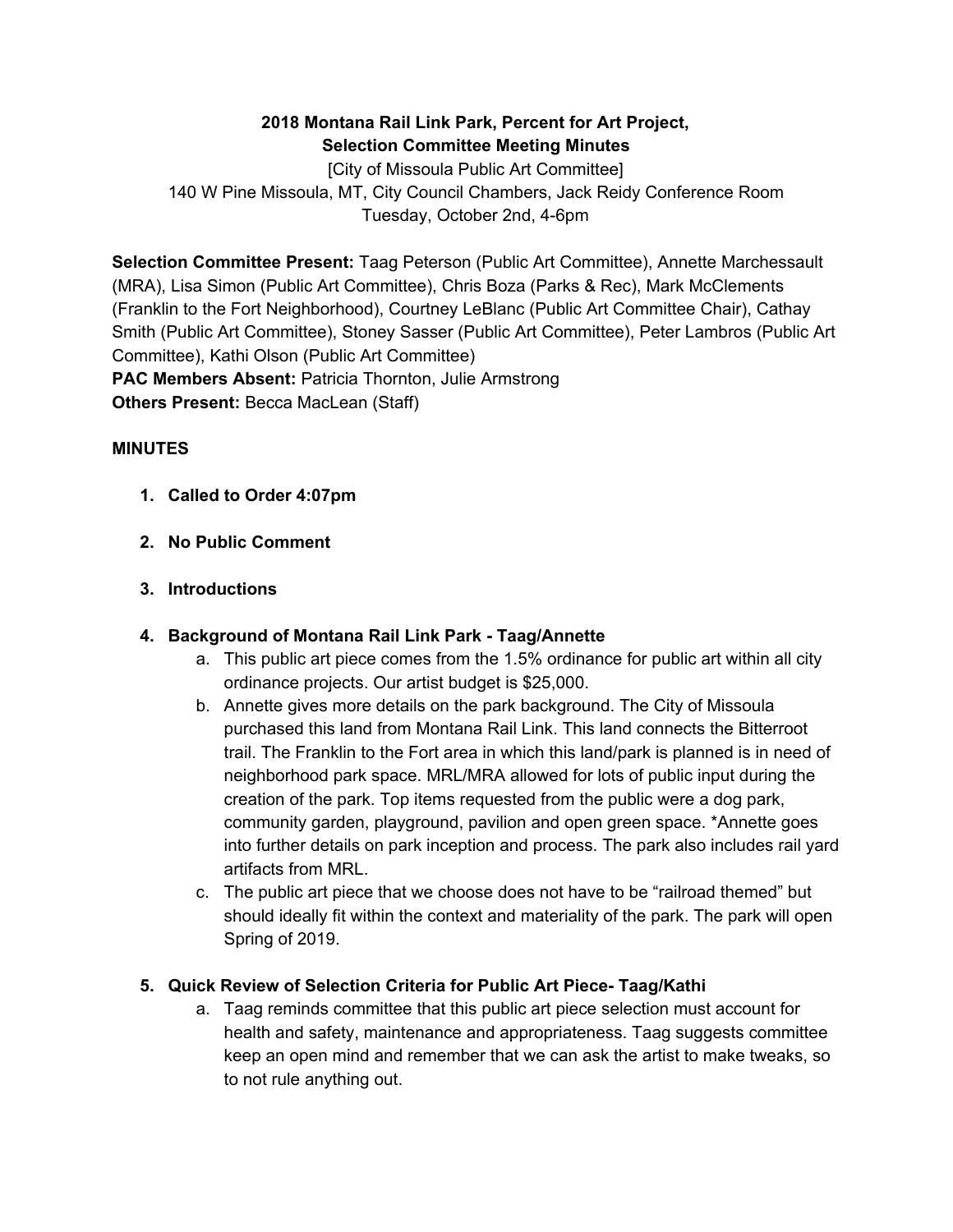**2018 Montana Rail Link Park, Percent for Art Project, Selection Committee Meeting Minutes**

[City of Missoula Public Art Committee]
140 W Pine Missoula, MT, City Council Chambers, Jack Reidy Conference Room
Tuesday, October 2nd, 4-6pm

**Selection Committee Present:** Taag Peterson (Public Art Committee), Annette Marchessault (MRA), Lisa Simon (Public Art Committee), Chris Boza (Parks & Rec), Mark McClements (Franklin to the Fort Neighborhood), Courtney LeBlanc (Public Art Committee Chair), Cathay Smith (Public Art Committee), Stoney Sasser (Public Art Committee), Peter Lambros (Public Art Committee), Kathi Olson (Public Art Committee)
**PAC Members Absent:** Patricia Thornton, Julie Armstrong
**Others Present:** Becca MacLean (Staff)

**MINUTES**

1. **Called to Order 4:07pm**
2. **No Public Comment**
3. **Introductions**
4. **Background of Montana Rail Link Park - Taag/Annette**
   a. This public art piece comes from the 1.5% ordinance for public art within all city ordinance projects. Our artist budget is $25,000.
   b. Annette gives more details on the park background. The City of Missoula purchased this land from Montana Rail Link. This land connects the Bitterroot trail. The Franklin to the Fort area in which this land/park is planned is in need of neighborhood park space. MRL/MRA allowed for lots of public input during the creation of the park. Top items requested from the public were a dog park, community garden, playground, pavilion and open green space. *Annette goes into further details on park inception and process. The park also includes rail yard artifacts from MRL.
   c. The public art piece that we choose does not have to be "railroad themed" but should ideally fit within the context and materiality of the park. The park will open Spring of 2019.
5. **Quick Review of Selection Criteria for Public Art Piece- Taag/Kathi**
   a. Taag reminds committee that this public art piece selection must account for health and safety, maintenance and appropriateness. Taag suggests committee keep an open mind and remember that we can ask the artist to make tweaks, so to not rule anything out.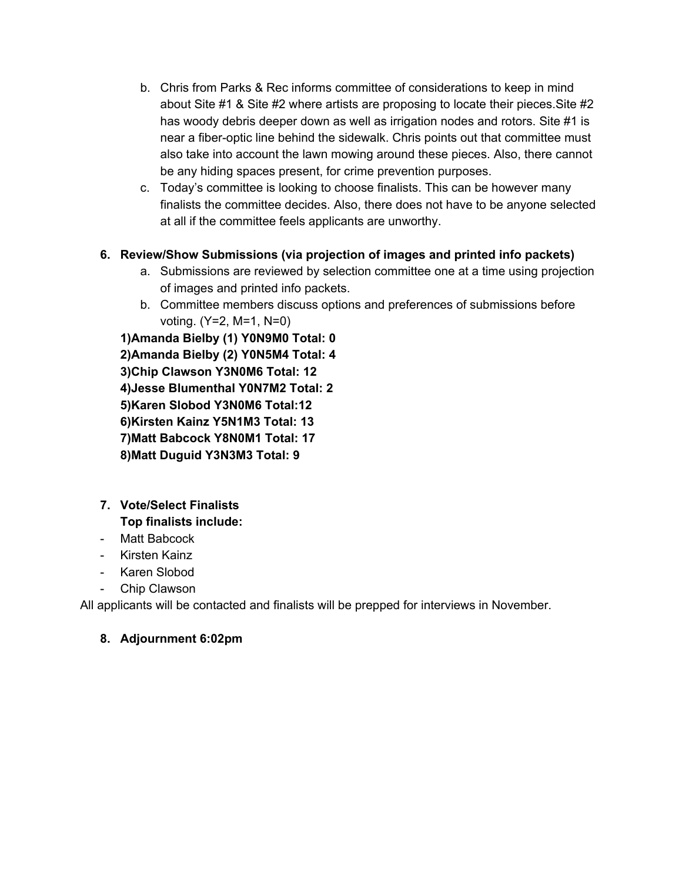b. Chris from Parks & Rec informs committee of considerations to keep in mind about Site #1 & Site #2 where artists are proposing to locate their pieces.Site #2 has woody debris deeper down as well as irrigation nodes and rotors. Site #1 is near a fiber-optic line behind the sidewalk. Chris points out that committee must also take into account the lawn mowing around these pieces. Also, there cannot be any hiding spaces present, for crime prevention purposes.

c. Today's committee is looking to choose finalists. This can be however many finalists the committee decides. Also, there does not have to be anyone selected at all if the committee feels applicants are unworthy.

6. **Review/Show Submissions (via projection of images and printed info packets)**
   a. Submissions are reviewed by selection committee one at a time using projection of images and printed info packets.
   b. Committee members discuss options and preferences of submissions before voting. (Y=2, M=1, N=0)

**1)Amanda Bielby (1) Y0N9M0 Total: 0**
**2)Amanda Bielby (2) Y0N5M4 Total: 4**
**3)Chip Clawson Y3N0M6 Total: 12**
**4)Jesse Blumenthal Y0N7M2 Total: 2**
**5)Karen Slobod Y3N0M6 Total:12**
**6)Kirsten Kainz Y5N1M3 Total: 13**
**7)Matt Babcock Y8N0M1 Total: 17**
**8)Matt Duguid Y3N3M3 Total: 9**

7. **Vote/Select Finalists**
   **Top finalists include:**

- Matt Babcock
- Kirsten Kainz
- Karen Slobod
- Chip Clawson

All applicants will be contacted and finalists will be prepped for interviews in November.

8. **Adjournment 6:02pm**